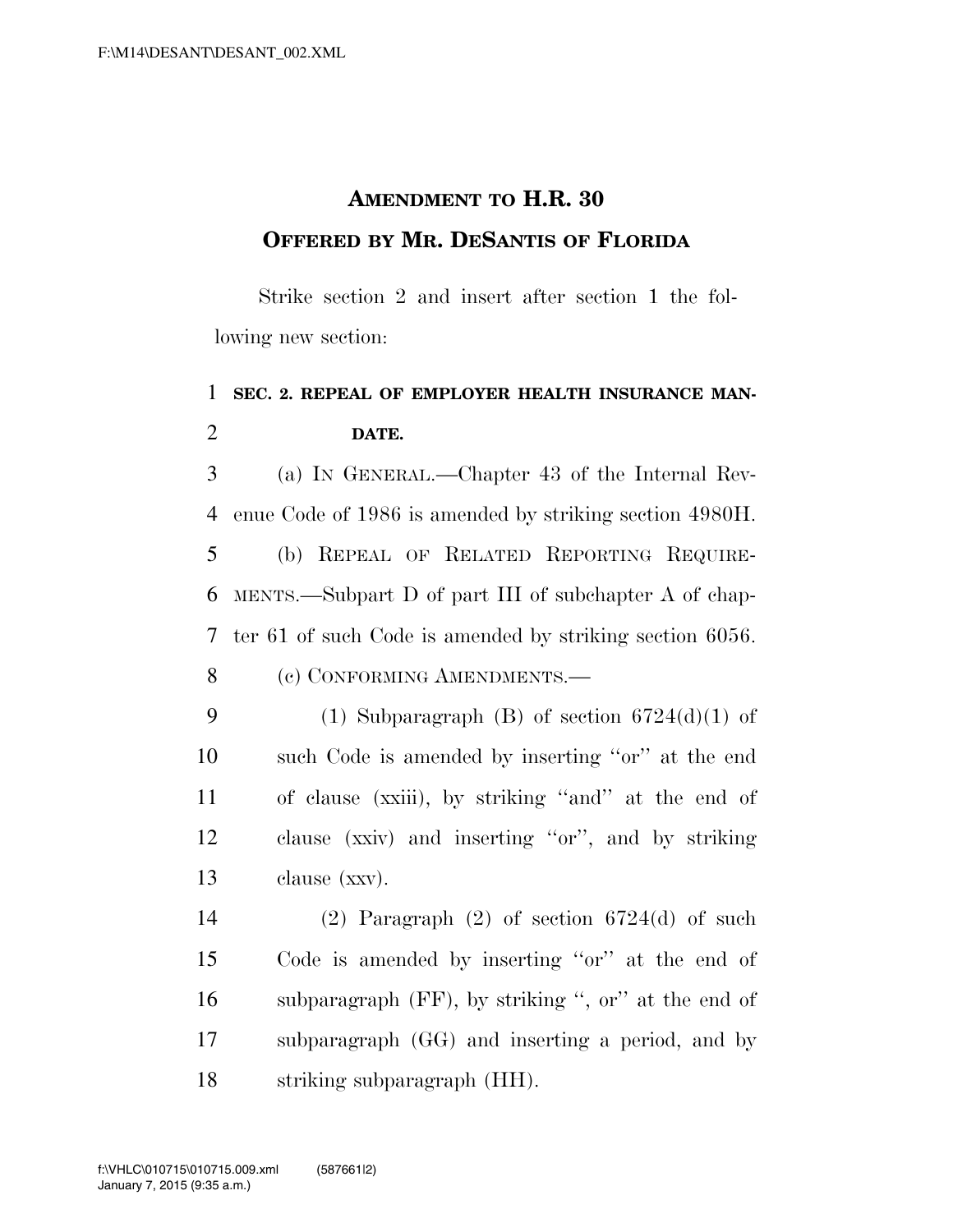# AMENDMENT TO H.R. 30

## OFFERED BY MR. DESANTIS OF FLORIDA

Strike section 2 and insert after section 1 the following new section:

**SEC. 2. REPEAL OF EMPLOYER HEALTH INSURANCE MANDATE.**

(a) IN GENERAL.—Chapter 43 of the Internal Revenue Code of 1986 is amended by striking section 4980H.

(b) REPEAL OF RELATED REPORTING REQUIREMENTS.—Subpart D of part III of subchapter A of chapter 61 of such Code is amended by striking section 6056.

(c) CONFORMING AMENDMENTS.—

(1) Subparagraph (B) of section 6724(d)(1) of such Code is amended by inserting ''or'' at the end of clause (xxiii), by striking ''and'' at the end of clause (xxiv) and inserting ''or'', and by striking clause (xxv).

(2) Paragraph (2) of section 6724(d) of such Code is amended by inserting ''or'' at the end of subparagraph (FF), by striking '', or'' at the end of subparagraph (GG) and inserting a period, and by striking subparagraph (HH).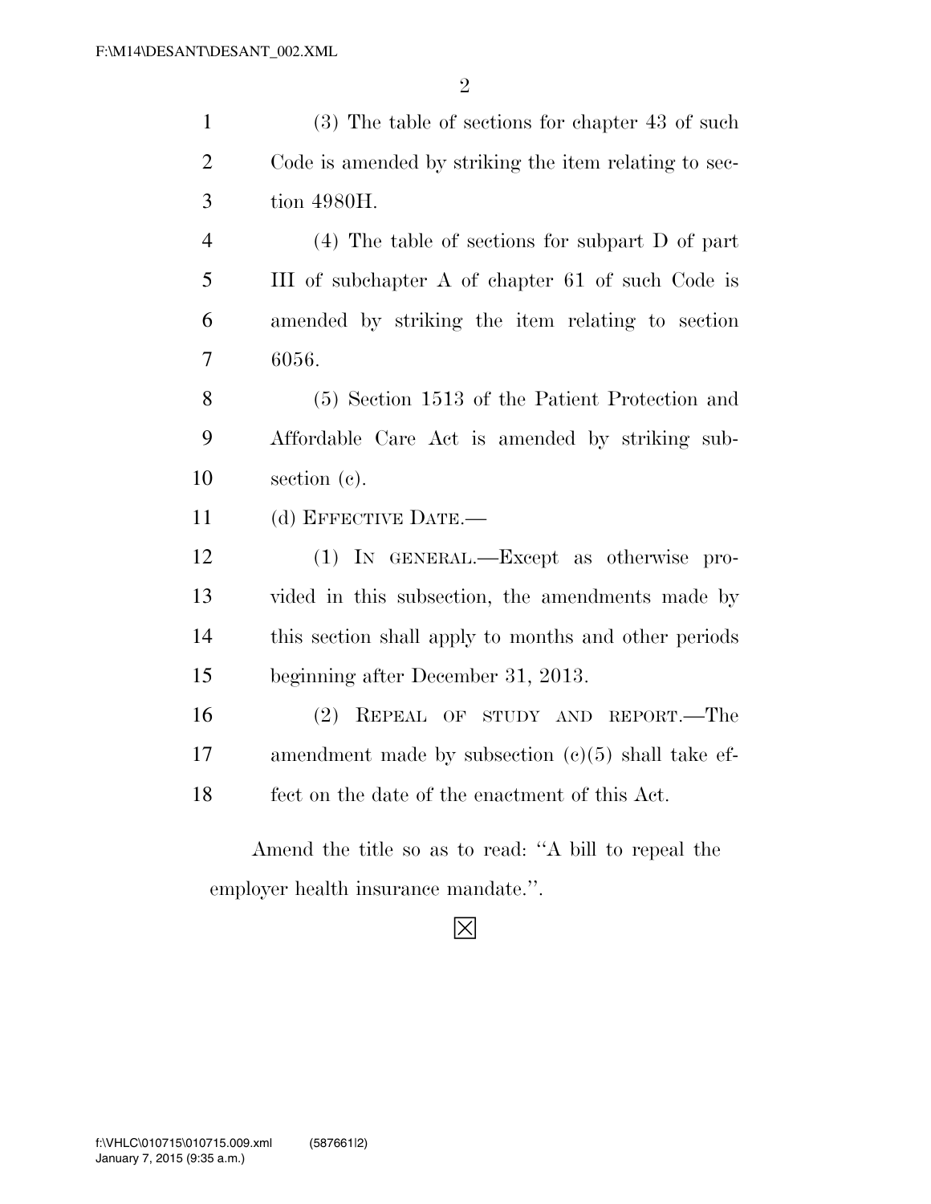(3) The table of sections for chapter 43 of such Code is amended by striking the item relating to section 4980H.

(4) The table of sections for subpart D of part III of subchapter A of chapter 61 of such Code is amended by striking the item relating to section 6056.

(5) Section 1513 of the Patient Protection and Affordable Care Act is amended by striking subsection (c).

(d) EFFECTIVE DATE.—

(1) IN GENERAL.—Except as otherwise provided in this subsection, the amendments made by this section shall apply to months and other periods beginning after December 31, 2013.

(2) REPEAL OF STUDY AND REPORT.—The amendment made by subsection (c)(5) shall take effect on the date of the enactment of this Act.

Amend the title so as to read: ''A bill to repeal the employer health insurance mandate.''.